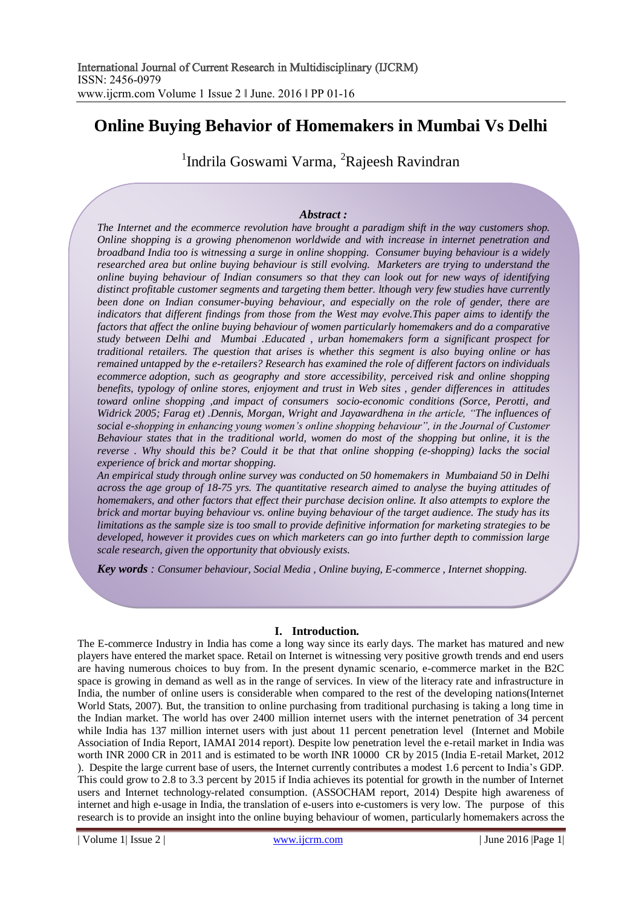# Online Buying Behavior of Homemakers in Mumbai Vs Delhi

[1]Indrila Goswami Varma, [2]Rajeesh Ravindran

***Abstract :***

*The Internet and the ecommerce revolution have brought a paradigm shift in the way customers shop. Online shopping is a growing phenomenon worldwide and with increase in internet penetration and broadband India too is witnessing a surge in online shopping. Consumer buying behaviour is a widely researched area but online buying behaviour is still evolving. Marketers are trying to understand the online buying behaviour of Indian consumers so that they can look out for new ways of identifying distinct profitable customer segments and targeting them better. lthough very few studies have currently been done on Indian consumer-buying behaviour, and especially on the role of gender, there are indicators that different findings from those from the West may evolve.This paper aims to identify the factors that affect the online buying behaviour of women particularly homemakers and do a comparative study between Delhi and Mumbai .Educated , urban homemakers form a significant prospect for traditional retailers. The question that arises is whether this segment is also buying online or has remained untapped by the e-retailers? Research has examined the role of different factors on individuals ecommerce adoption, such as geography and store accessibility, perceived risk and online shopping benefits, typology of online stores, enjoyment and trust in Web sites , gender differences in attitudes toward online shopping ,and impact of consumers socio-economic conditions (Sorce, Perotti, and Widrick 2005; Farag et) .Dennis, Morgan, Wright and Jayawardhena in the article, "The influences of social e-shopping in enhancing young women's online shopping behaviour", in the Journal of Customer Behaviour states that in the traditional world, women do most of the shopping but online, it is the reverse . Why should this be? Could it be that that online shopping (e-shopping) lacks the social experience of brick and mortar shopping.*

*An empirical study through online survey was conducted on 50 homemakers in Mumbaiand 50 in Delhi across the age group of 18-75 yrs. The quantitative research aimed to analyse the buying attitudes of homemakers, and other factors that effect their purchase decision online. It also attempts to explore the brick and mortar buying behaviour vs. online buying behaviour of the target audience. The study has its limitations as the sample size is too small to provide definitive information for marketing strategies to be developed, however it provides cues on which marketers can go into further depth to commission large scale research, given the opportunity that obviously exists.*

***Key words** : Consumer behaviour, Social Media , Online buying, E-commerce , Internet shopping.*

## I. Introduction.

The E-commerce Industry in India has come a long way since its early days. The market has matured and new players have entered the market space. Retail on Internet is witnessing very positive growth trends and end users are having numerous choices to buy from. In the present dynamic scenario, e-commerce market in the B2C space is growing in demand as well as in the range of services. In view of the literacy rate and infrastructure in India, the number of online users is considerable when compared to the rest of the developing nations(Internet World Stats, 2007). But, the transition to online purchasing from traditional purchasing is taking a long time in the Indian market. The world has over 2400 million internet users with the internet penetration of 34 percent while India has 137 million internet users with just about 11 percent penetration level (Internet and Mobile Association of India Report, IAMAI 2014 report). Despite low penetration level the e-retail market in India was worth INR 2000 CR in 2011 and is estimated to be worth INR 10000 CR by 2015 (India E-retail Market, 2012 ). Despite the large current base of users, the Internet currently contributes a modest 1.6 percent to India's GDP. This could grow to 2.8 to 3.3 percent by 2015 if India achieves its potential for growth in the number of Internet users and Internet technology-related consumption. (ASSOCHAM report, 2014) Despite high awareness of internet and high e-usage in India, the translation of e-users into e-customers is very low. The purpose of this research is to provide an insight into the online buying behaviour of women, particularly homemakers across the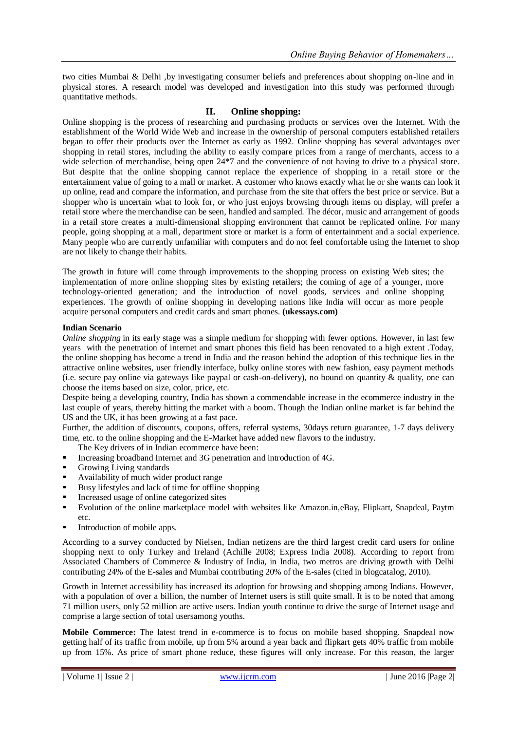two cities Mumbai & Delhi ,by investigating consumer beliefs and preferences about shopping on-line and in physical stores. A research model was developed and investigation into this study was performed through quantitative methods.

## II. Online shopping:

Online shopping is the process of researching and purchasing products or services over the Internet. With the establishment of the World Wide Web and increase in the ownership of personal computers established retailers began to offer their products over the Internet as early as 1992. Online shopping has several advantages over shopping in retail stores, including the ability to easily compare prices from a range of merchants, access to a wide selection of merchandise, being open 24*7 and the convenience of not having to drive to a physical store. But despite that the online shopping cannot replace the experience of shopping in a retail store or the entertainment value of going to a mall or market. A customer who knows exactly what he or she wants can look it up online, read and compare the information, and purchase from the site that offers the best price or service. But a shopper who is uncertain what to look for, or who just enjoys browsing through items on display, will prefer a retail store where the merchandise can be seen, handled and sampled. The décor, music and arrangement of goods in a retail store creates a multi-dimensional shopping environment that cannot be replicated online. For many people, going shopping at a mall, department store or market is a form of entertainment and a social experience. Many people who are currently unfamiliar with computers and do not feel comfortable using the Internet to shop are not likely to change their habits.

The growth in future will come through improvements to the shopping process on existing Web sites; the implementation of more online shopping sites by existing retailers; the coming of age of a younger, more technology-oriented generation; and the introduction of novel goods, services and online shopping experiences. The growth of online shopping in developing nations like India will occur as more people acquire personal computers and credit cards and smart phones. **(ukessays.com)**

**Indian Scenario**

*Online shopping* in its early stage was a simple medium for shopping with fewer options. However, in last few years with the penetration of internet and smart phones this field has been renovated to a high extent .Today, the online shopping has become a trend in India and the reason behind the adoption of this technique lies in the attractive online websites, user friendly interface, bulky online stores with new fashion, easy payment methods (i.e. secure pay online via gateways like paypal or cash-on-delivery), no bound on quantity & quality, one can choose the items based on size, color, price, etc.

Despite being a developing country, India has shown a commendable increase in the ecommerce industry in the last couple of years, thereby hitting the market with a boom. Though the Indian online market is far behind the US and the UK, it has been growing at a fast pace.

Further, the addition of discounts, coupons, offers, referral systems, 30days return guarantee, 1-7 days delivery time, etc. to the online shopping and the E-Market have added new flavors to the industry.

The Key drivers of in Indian ecommerce have been:

- Increasing broadband Internet and 3G penetration and introduction of 4G.
- Growing Living standards
- Availability of much wider product range
- Busy lifestyles and lack of time for offline shopping
- Increased usage of online categorized sites
- Evolution of the online marketplace model with websites like Amazon.in,eBay, Flipkart, Snapdeal, Paytm etc.
- Introduction of mobile apps.

According to a survey conducted by Nielsen, Indian netizens are the third largest credit card users for online shopping next to only Turkey and Ireland (Achille 2008; Express India 2008). According to report from Associated Chambers of Commerce & Industry of India, in India, two metros are driving growth with Delhi contributing 24% of the E-sales and Mumbai contributing 20% of the E-sales (cited in blogcatalog, 2010).

Growth in Internet accessibility has increased its adoption for browsing and shopping among Indians. However, with a population of over a billion, the number of Internet users is still quite small. It is to be noted that among 71 million users, only 52 million are active users. Indian youth continue to drive the surge of Internet usage and comprise a large section of total usersamong youths.

**Mobile Commerce:** The latest trend in e-commerce is to focus on mobile based shopping. Snapdeal now getting half of its traffic from mobile, up from 5% around a year back and flipkart gets 40% traffic from mobile up from 15%. As price of smart phone reduce, these figures will only increase. For this reason, the larger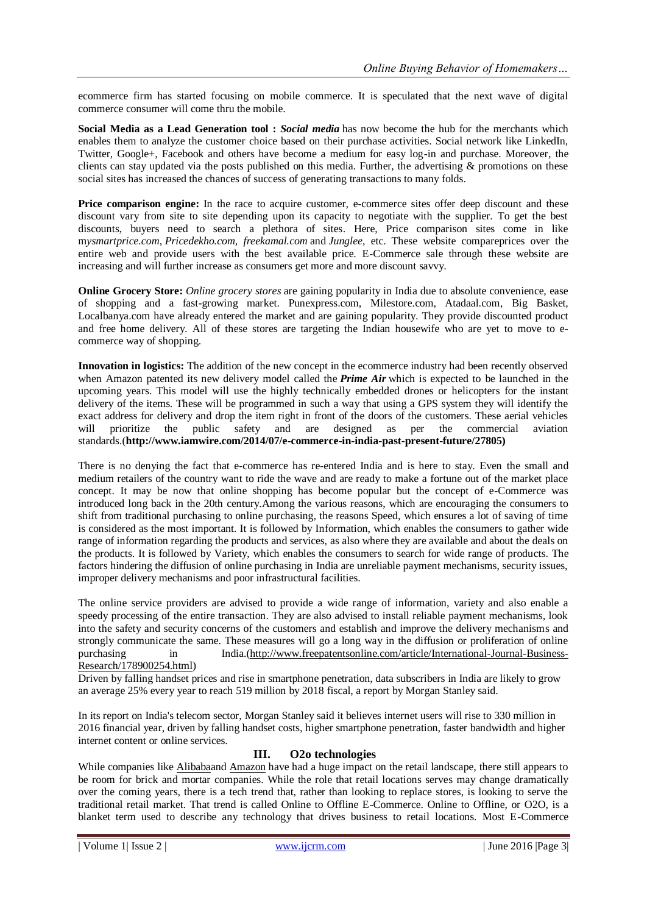ecommerce firm has started focusing on mobile commerce. It is speculated that the next wave of digital commerce consumer will come thru the mobile.

**Social Media as a Lead Generation tool :** ***Social media*** has now become the hub for the merchants which enables them to analyze the customer choice based on their purchase activities. Social network like LinkedIn, Twitter, Google+, Facebook and others have become a medium for easy log-in and purchase. Moreover, the clients can stay updated via the posts published on this media. Further, the advertising & promotions on these social sites has increased the chances of success of generating transactions to many folds.

**Price comparison engine:** In the race to acquire customer, e-commerce sites offer deep discount and these discount vary from site to site depending upon its capacity to negotiate with the supplier. To get the best discounts, buyers need to search a plethora of sites. Here, Price comparison sites come in like m*ysmartprice.com*, *Pricedekho.com*, *freekamal.com* and *Junglee*, etc. These website compareprices over the entire web and provide users with the best available price. E-Commerce sale through these website are increasing and will further increase as consumers get more and more discount savvy.

**Online Grocery Store:** *Online grocery stores* are gaining popularity in India due to absolute convenience, ease of shopping and a fast-growing market. Punexpress.com, Milestore.com, Atadaal.com, Big Basket, Localbanya.com have already entered the market and are gaining popularity. They provide discounted product and free home delivery. All of these stores are targeting the Indian housewife who are yet to move to e-commerce way of shopping.

**Innovation in logistics:** The addition of the new concept in the ecommerce industry had been recently observed when Amazon patented its new delivery model called the ***Prime Air*** which is expected to be launched in the upcoming years. This model will use the highly technically embedded drones or helicopters for the instant delivery of the items. These will be programmed in such a way that using a GPS system they will identify the exact address for delivery and drop the item right in front of the doors of the customers. These aerial vehicles will prioritize the public safety and are designed as per the commercial aviation standards.(**http://www.iamwire.com/2014/07/e-commerce-in-india-past-present-future/27805)**

There is no denying the fact that e-commerce has re-entered India and is here to stay. Even the small and medium retailers of the country want to ride the wave and are ready to make a fortune out of the market place concept. It may be now that online shopping has become popular but the concept of e-Commerce was introduced long back in the 20th century.Among the various reasons, which are encouraging the consumers to shift from traditional purchasing to online purchasing, the reasons Speed, which ensures a lot of saving of time is considered as the most important. It is followed by Information, which enables the consumers to gather wide range of information regarding the products and services, as also where they are available and about the deals on the products. It is followed by Variety, which enables the consumers to search for wide range of products. The factors hindering the diffusion of online purchasing in India are unreliable payment mechanisms, security issues, improper delivery mechanisms and poor infrastructural facilities.

The online service providers are advised to provide a wide range of information, variety and also enable a speedy processing of the entire transaction. They are also advised to install reliable payment mechanisms, look into the safety and security concerns of the customers and establish and improve the delivery mechanisms and strongly communicate the same. These measures will go a long way in the diffusion or proliferation of online purchasing in India.(http://www.freepatentsonline.com/article/International-Journal-Business-Research/178900254.html)

Driven by falling handset prices and rise in smartphone penetration, data subscribers in India are likely to grow an average 25% every year to reach 519 million by 2018 fiscal, a report by Morgan Stanley said.

In its report on India's telecom sector, Morgan Stanley said it believes internet users will rise to 330 million in 2016 financial year, driven by falling handset costs, higher smartphone penetration, faster bandwidth and higher internet content or online services.

## III. O2o technologies

While companies like Alibabaand Amazon have had a huge impact on the retail landscape, there still appears to be room for brick and mortar companies. While the role that retail locations serves may change dramatically over the coming years, there is a tech trend that, rather than looking to replace stores, is looking to serve the traditional retail market. That trend is called Online to Offline E-Commerce. Online to Offline, or O2O, is a blanket term used to describe any technology that drives business to retail locations. Most E-Commerce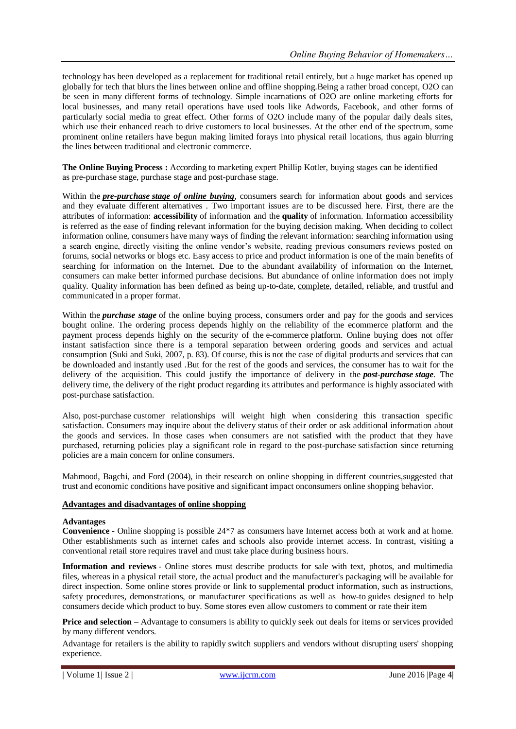technology has been developed as a replacement for traditional retail entirely, but a huge market has opened up globally for tech that blurs the lines between online and offline shopping.Being a rather broad concept, O2O can be seen in many different forms of technology. Simple incarnations of O2O are online marketing efforts for local businesses, and many retail operations have used tools like Adwords, Facebook, and other forms of particularly social media to great effect. Other forms of O2O include many of the popular daily deals sites, which use their enhanced reach to drive customers to local businesses. At the other end of the spectrum, some prominent online retailers have begun making limited forays into physical retail locations, thus again blurring the lines between traditional and electronic commerce.

**The Online Buying Process :** According to marketing expert Phillip Kotler, buying stages can be identified as pre-purchase stage, purchase stage and post-purchase stage.

Within the ***pre-purchase stage of online buying***, consumers search for information about goods and services and they evaluate different alternatives . Two important issues are to be discussed here. First, there are the attributes of information: **accessibility** of information and the **quality** of information. Information accessibility is referred as the ease of finding relevant information for the buying decision making. When deciding to collect information online, consumers have many ways of finding the relevant information: searching information using a search engine, directly visiting the online vendor's website, reading previous consumers reviews posted on forums, social networks or blogs etc. Easy access to price and product information is one of the main benefits of searching for information on the Internet. Due to the abundant availability of information on the Internet, consumers can make better informed purchase decisions. But abundance of online information does not imply quality. Quality information has been defined as being up-to-date, complete, detailed, reliable, and trustful and communicated in a proper format.

Within the ***purchase stage*** of the online buying process, consumers order and pay for the goods and services bought online. The ordering process depends highly on the reliability of the ecommerce platform and the payment process depends highly on the security of the e-commerce platform. Online buying does not offer instant satisfaction since there is a temporal separation between ordering goods and services and actual consumption (Suki and Suki, 2007, p. 83). Of course, this is not the case of digital products and services that can be downloaded and instantly used .But for the rest of the goods and services, the consumer has to wait for the delivery of the acquisition. This could justify the importance of delivery in the ***post-purchase stage***. The delivery time, the delivery of the right product regarding its attributes and performance is highly associated with post-purchase satisfaction.

Also, post-purchase customer relationships will weight high when considering this transaction specific satisfaction. Consumers may inquire about the delivery status of their order or ask additional information about the goods and services. In those cases when consumers are not satisfied with the product that they have purchased, returning policies play a significant role in regard to the post-purchase satisfaction since returning policies are a main concern for online consumers.

Mahmood, Bagchi, and Ford (2004), in their research on online shopping in different countries,suggested that trust and economic conditions have positive and significant impact onconsumers online shopping behavior.

## Advantages and disadvantages of online shopping

### Advantages

**Convenience** - Online shopping is possible 24*7 as consumers have Internet access both at work and at home. Other establishments such as internet cafes and schools also provide internet access. In contrast, visiting a conventional retail store requires travel and must take place during business hours.

**Information and reviews** - Online stores must describe products for sale with text, photos, and multimedia files, whereas in a physical retail store, the actual product and the manufacturer's packaging will be available for direct inspection. Some online stores provide or link to supplemental product information, such as instructions, safety procedures, demonstrations, or manufacturer specifications as well as how-to guides designed to help consumers decide which product to buy. Some stores even allow customers to comment or rate their item

**Price and selection –** Advantage to consumers is ability to quickly seek out deals for items or services provided by many different vendors.

Advantage for retailers is the ability to rapidly switch suppliers and vendors without disrupting users' shopping experience.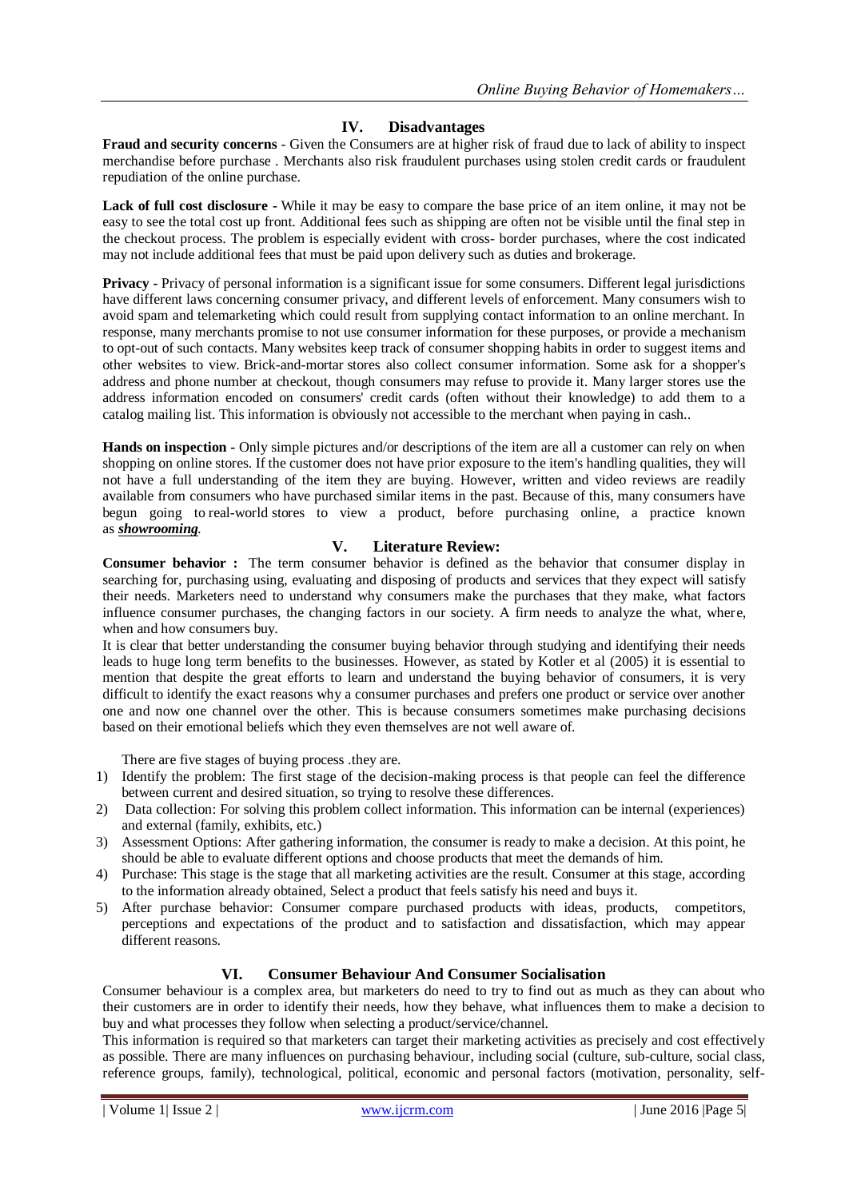## IV. Disadvantages

**Fraud and security concerns** - Given the Consumers are at higher risk of fraud due to lack of ability to inspect merchandise before purchase . Merchants also risk fraudulent purchases using stolen credit cards or fraudulent repudiation of the online purchase.

**Lack of full cost disclosure -** While it may be easy to compare the base price of an item online, it may not be easy to see the total cost up front. Additional fees such as shipping are often not be visible until the final step in the checkout process. The problem is especially evident with cross- border purchases, where the cost indicated may not include additional fees that must be paid upon delivery such as duties and brokerage.

**Privacy -** Privacy of personal information is a significant issue for some consumers. Different legal jurisdictions have different laws concerning consumer privacy, and different levels of enforcement. Many consumers wish to avoid spam and telemarketing which could result from supplying contact information to an online merchant. In response, many merchants promise to not use consumer information for these purposes, or provide a mechanism to opt-out of such contacts. Many websites keep track of consumer shopping habits in order to suggest items and other websites to view. Brick-and-mortar stores also collect consumer information. Some ask for a shopper's address and phone number at checkout, though consumers may refuse to provide it. Many larger stores use the address information encoded on consumers' credit cards (often without their knowledge) to add them to a catalog mailing list. This information is obviously not accessible to the merchant when paying in cash..

**Hands on inspection -** Only simple pictures and/or descriptions of the item are all a customer can rely on when shopping on online stores. If the customer does not have prior exposure to the item's handling qualities, they will not have a full understanding of the item they are buying. However, written and video reviews are readily available from consumers who have purchased similar items in the past. Because of this, many consumers have begun going to real-world stores to view a product, before purchasing online, a practice known as ***showrooming***.

## V. Literature Review:

**Consumer behavior :** The term consumer behavior is defined as the behavior that consumer display in searching for, purchasing using, evaluating and disposing of products and services that they expect will satisfy their needs. Marketers need to understand why consumers make the purchases that they make, what factors influence consumer purchases, the changing factors in our society. A firm needs to analyze the what, where, when and how consumers buy.

It is clear that better understanding the consumer buying behavior through studying and identifying their needs leads to huge long term benefits to the businesses. However, as stated by Kotler et al (2005) it is essential to mention that despite the great efforts to learn and understand the buying behavior of consumers, it is very difficult to identify the exact reasons why a consumer purchases and prefers one product or service over another one and now one channel over the other. This is because consumers sometimes make purchasing decisions based on their emotional beliefs which they even themselves are not well aware of.

There are five stages of buying process .they are.

1) Identify the problem: The first stage of the decision-making process is that people can feel the difference between current and desired situation, so trying to resolve these differences.
2) Data collection: For solving this problem collect information. This information can be internal (experiences) and external (family, exhibits, etc.)
3) Assessment Options: After gathering information, the consumer is ready to make a decision. At this point, he should be able to evaluate different options and choose products that meet the demands of him.
4) Purchase: This stage is the stage that all marketing activities are the result. Consumer at this stage, according to the information already obtained, Select a product that feels satisfy his need and buys it.
5) After purchase behavior: Consumer compare purchased products with ideas, products, competitors, perceptions and expectations of the product and to satisfaction and dissatisfaction, which may appear different reasons.

## VI. Consumer Behaviour And Consumer Socialisation

Consumer behaviour is a complex area, but marketers do need to try to find out as much as they can about who their customers are in order to identify their needs, how they behave, what influences them to make a decision to buy and what processes they follow when selecting a product/service/channel.

This information is required so that marketers can target their marketing activities as precisely and cost effectively as possible. There are many influences on purchasing behaviour, including social (culture, sub-culture, social class, reference groups, family), technological, political, economic and personal factors (motivation, personality, self-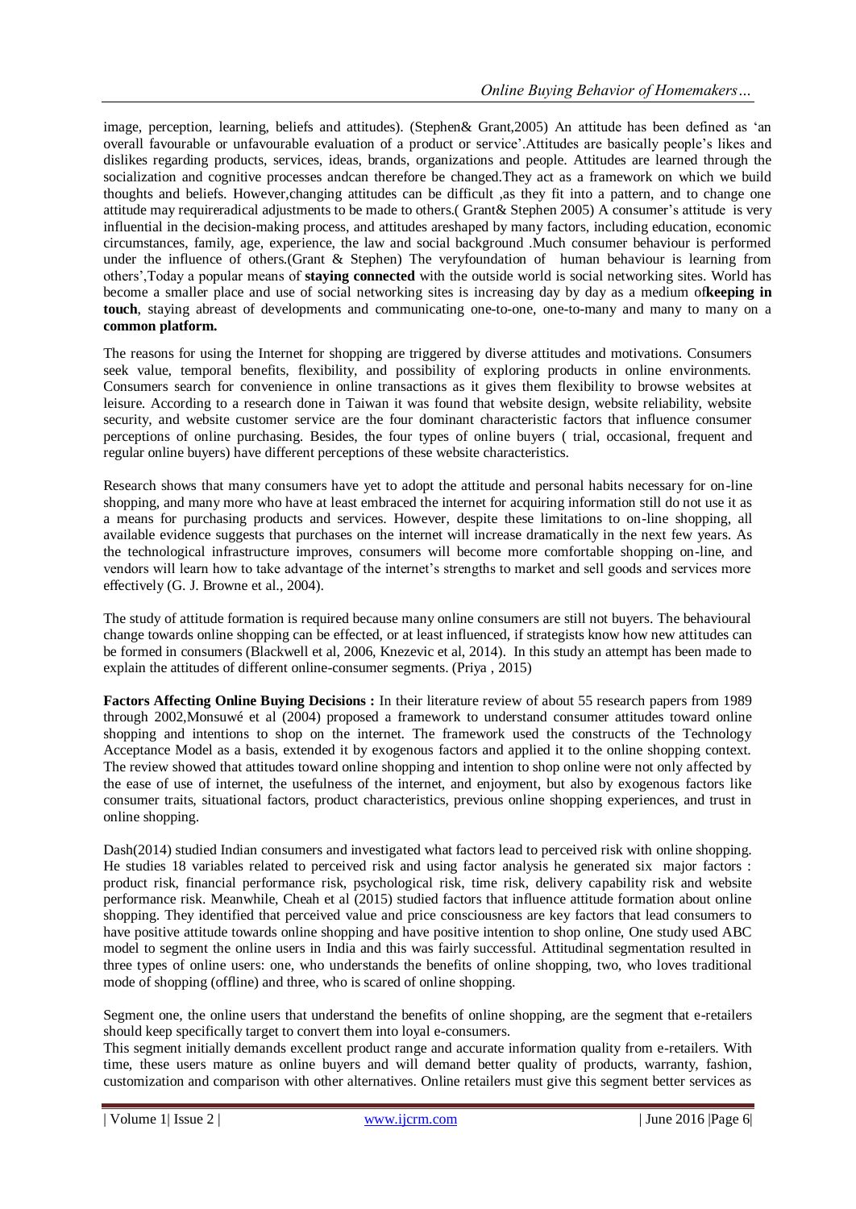image, perception, learning, beliefs and attitudes). (Stephen& Grant,2005) An attitude has been defined as 'an overall favourable or unfavourable evaluation of a product or service'.Attitudes are basically people's likes and dislikes regarding products, services, ideas, brands, organizations and people. Attitudes are learned through the socialization and cognitive processes andcan therefore be changed.They act as a framework on which we build thoughts and beliefs. However,changing attitudes can be difficult ,as they fit into a pattern, and to change one attitude may requireradical adjustments to be made to others.( Grant& Stephen 2005) A consumer's attitude is very influential in the decision-making process, and attitudes areshaped by many factors, including education, economic circumstances, family, age, experience, the law and social background .Much consumer behaviour is performed under the influence of others.(Grant & Stephen) The veryfoundation of human behaviour is learning from others',Today a popular means of **staying connected** with the outside world is social networking sites. World has become a smaller place and use of social networking sites is increasing day by day as a medium of**keeping in touch**, staying abreast of developments and communicating one-to-one, one-to-many and many to many on a **common platform.**

The reasons for using the Internet for shopping are triggered by diverse attitudes and motivations. Consumers seek value, temporal benefits, flexibility, and possibility of exploring products in online environments. Consumers search for convenience in online transactions as it gives them flexibility to browse websites at leisure. According to a research done in Taiwan it was found that website design, website reliability, website security, and website customer service are the four dominant characteristic factors that influence consumer perceptions of online purchasing. Besides, the four types of online buyers ( trial, occasional, frequent and regular online buyers) have different perceptions of these website characteristics.

Research shows that many consumers have yet to adopt the attitude and personal habits necessary for on-line shopping, and many more who have at least embraced the internet for acquiring information still do not use it as a means for purchasing products and services. However, despite these limitations to on-line shopping, all available evidence suggests that purchases on the internet will increase dramatically in the next few years. As the technological infrastructure improves, consumers will become more comfortable shopping on-line, and vendors will learn how to take advantage of the internet's strengths to market and sell goods and services more effectively (G. J. Browne et al., 2004).

The study of attitude formation is required because many online consumers are still not buyers. The behavioural change towards online shopping can be effected, or at least influenced, if strategists know how new attitudes can be formed in consumers (Blackwell et al, 2006, Knezevic et al, 2014). In this study an attempt has been made to explain the attitudes of different online-consumer segments. (Priya , 2015)

**Factors Affecting Online Buying Decisions :** In their literature review of about 55 research papers from 1989 through 2002,Monsuwé et al (2004) proposed a framework to understand consumer attitudes toward online shopping and intentions to shop on the internet. The framework used the constructs of the Technology Acceptance Model as a basis, extended it by exogenous factors and applied it to the online shopping context. The review showed that attitudes toward online shopping and intention to shop online were not only affected by the ease of use of internet, the usefulness of the internet, and enjoyment, but also by exogenous factors like consumer traits, situational factors, product characteristics, previous online shopping experiences, and trust in online shopping.

Dash(2014) studied Indian consumers and investigated what factors lead to perceived risk with online shopping. He studies 18 variables related to perceived risk and using factor analysis he generated six major factors : product risk, financial performance risk, psychological risk, time risk, delivery capability risk and website performance risk. Meanwhile, Cheah et al (2015) studied factors that influence attitude formation about online shopping. They identified that perceived value and price consciousness are key factors that lead consumers to have positive attitude towards online shopping and have positive intention to shop online, One study used ABC model to segment the online users in India and this was fairly successful. Attitudinal segmentation resulted in three types of online users: one, who understands the benefits of online shopping, two, who loves traditional mode of shopping (offline) and three, who is scared of online shopping.

Segment one, the online users that understand the benefits of online shopping, are the segment that e-retailers should keep specifically target to convert them into loyal e-consumers.

This segment initially demands excellent product range and accurate information quality from e-retailers. With time, these users mature as online buyers and will demand better quality of products, warranty, fashion, customization and comparison with other alternatives. Online retailers must give this segment better services as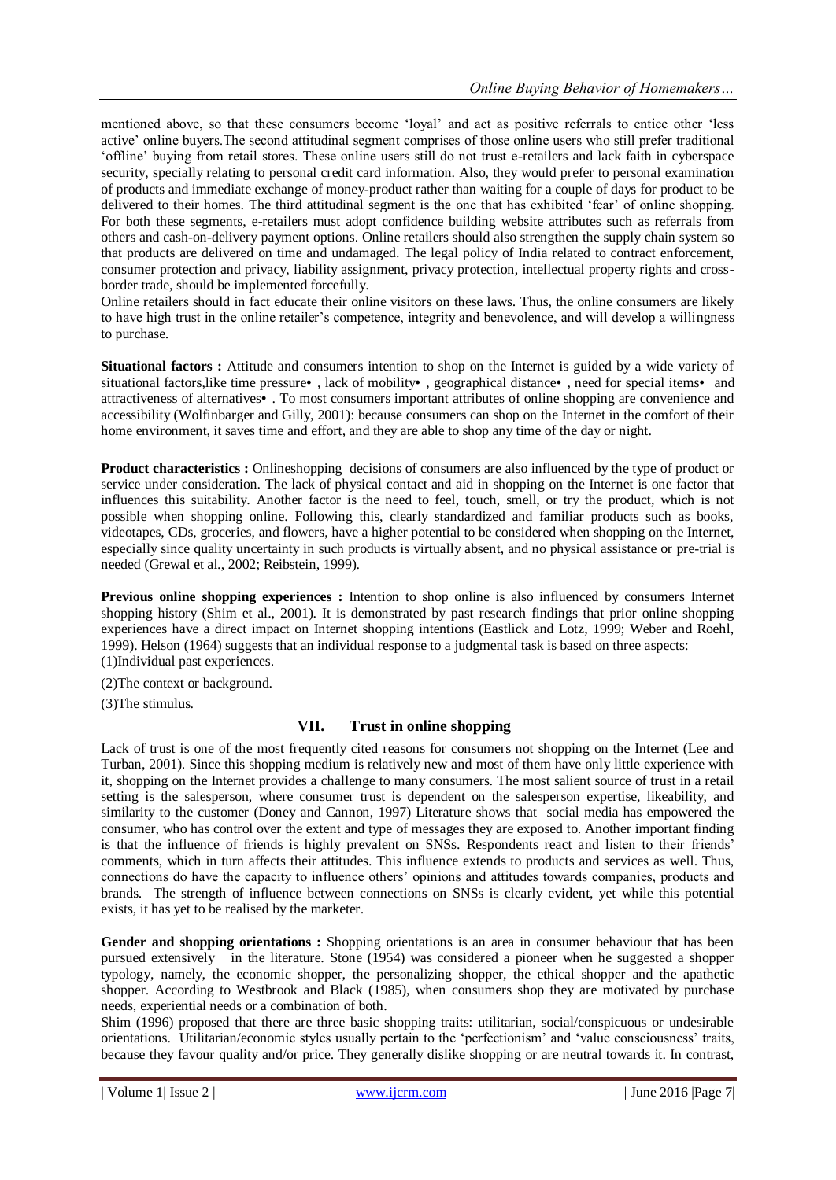mentioned above, so that these consumers become 'loyal' and act as positive referrals to entice other 'less active' online buyers.The second attitudinal segment comprises of those online users who still prefer traditional 'offline' buying from retail stores. These online users still do not trust e-retailers and lack faith in cyberspace security, specially relating to personal credit card information. Also, they would prefer to personal examination of products and immediate exchange of money-product rather than waiting for a couple of days for product to be delivered to their homes. The third attitudinal segment is the one that has exhibited 'fear' of online shopping. For both these segments, e-retailers must adopt confidence building website attributes such as referrals from others and cash-on-delivery payment options. Online retailers should also strengthen the supply chain system so that products are delivered on time and undamaged. The legal policy of India related to contract enforcement, consumer protection and privacy, liability assignment, privacy protection, intellectual property rights and cross-border trade, should be implemented forcefully.

Online retailers should in fact educate their online visitors on these laws. Thus, the online consumers are likely to have high trust in the online retailer's competence, integrity and benevolence, and will develop a willingness to purchase.

**Situational factors :** Attitude and consumers intention to shop on the Internet is guided by a wide variety of situational factors,like time pressure• , lack of mobility• , geographical distance• , need for special items• and attractiveness of alternatives• . To most consumers important attributes of online shopping are convenience and accessibility (Wolfinbarger and Gilly, 2001): because consumers can shop on the Internet in the comfort of their home environment, it saves time and effort, and they are able to shop any time of the day or night.

**Product characteristics :** Onlineshopping decisions of consumers are also influenced by the type of product or service under consideration. The lack of physical contact and aid in shopping on the Internet is one factor that influences this suitability. Another factor is the need to feel, touch, smell, or try the product, which is not possible when shopping online. Following this, clearly standardized and familiar products such as books, videotapes, CDs, groceries, and flowers, have a higher potential to be considered when shopping on the Internet, especially since quality uncertainty in such products is virtually absent, and no physical assistance or pre-trial is needed (Grewal et al., 2002; Reibstein, 1999).

**Previous online shopping experiences :** Intention to shop online is also influenced by consumers Internet shopping history (Shim et al., 2001). It is demonstrated by past research findings that prior online shopping experiences have a direct impact on Internet shopping intentions (Eastlick and Lotz, 1999; Weber and Roehl, 1999). Helson (1964) suggests that an individual response to a judgmental task is based on three aspects:

(1)Individual past experiences.

(2)The context or background.

(3)The stimulus.

## VII. Trust in online shopping

Lack of trust is one of the most frequently cited reasons for consumers not shopping on the Internet (Lee and Turban, 2001). Since this shopping medium is relatively new and most of them have only little experience with it, shopping on the Internet provides a challenge to many consumers. The most salient source of trust in a retail setting is the salesperson, where consumer trust is dependent on the salesperson expertise, likeability, and similarity to the customer (Doney and Cannon, 1997) Literature shows that social media has empowered the consumer, who has control over the extent and type of messages they are exposed to. Another important finding is that the influence of friends is highly prevalent on SNSs. Respondents react and listen to their friends' comments, which in turn affects their attitudes. This influence extends to products and services as well. Thus, connections do have the capacity to influence others' opinions and attitudes towards companies, products and brands. The strength of influence between connections on SNSs is clearly evident, yet while this potential exists, it has yet to be realised by the marketer.

**Gender and shopping orientations :** Shopping orientations is an area in consumer behaviour that has been pursued extensively in the literature. Stone (1954) was considered a pioneer when he suggested a shopper typology, namely, the economic shopper, the personalizing shopper, the ethical shopper and the apathetic shopper. According to Westbrook and Black (1985), when consumers shop they are motivated by purchase needs, experiential needs or a combination of both.

Shim (1996) proposed that there are three basic shopping traits: utilitarian, social/conspicuous or undesirable orientations. Utilitarian/economic styles usually pertain to the 'perfectionism' and 'value consciousness' traits, because they favour quality and/or price. They generally dislike shopping or are neutral towards it. In contrast,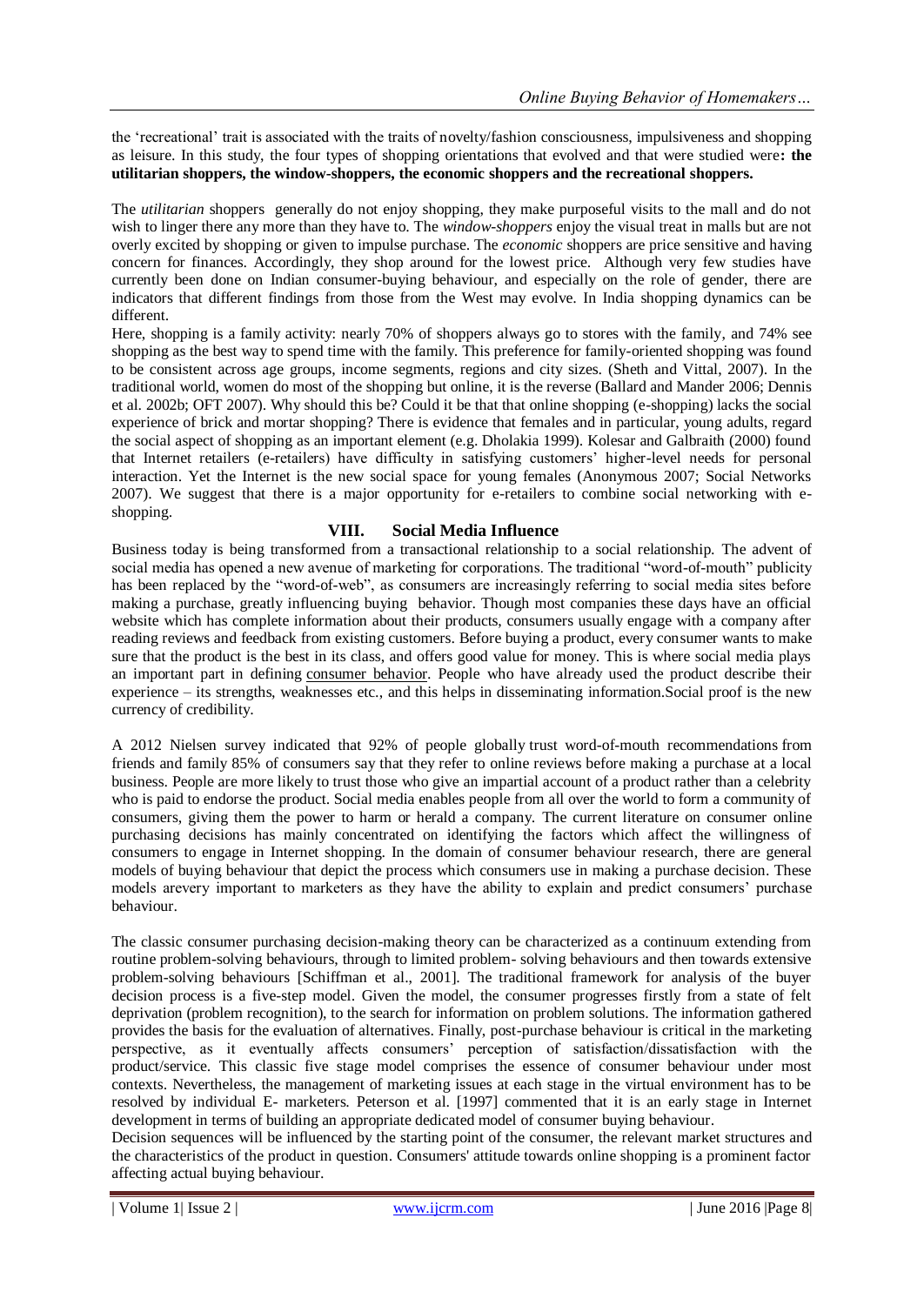the 'recreational' trait is associated with the traits of novelty/fashion consciousness, impulsiveness and shopping as leisure. In this study, the four types of shopping orientations that evolved and that were studied were**: the utilitarian shoppers, the window-shoppers, the economic shoppers and the recreational shoppers.**

The *utilitarian* shoppers generally do not enjoy shopping, they make purposeful visits to the mall and do not wish to linger there any more than they have to. The *window-shoppers* enjoy the visual treat in malls but are not overly excited by shopping or given to impulse purchase. The *economic* shoppers are price sensitive and having concern for finances. Accordingly, they shop around for the lowest price. Although very few studies have currently been done on Indian consumer-buying behaviour, and especially on the role of gender, there are indicators that different findings from those from the West may evolve. In India shopping dynamics can be different.

Here, shopping is a family activity: nearly 70% of shoppers always go to stores with the family, and 74% see shopping as the best way to spend time with the family. This preference for family-oriented shopping was found to be consistent across age groups, income segments, regions and city sizes. (Sheth and Vittal, 2007). In the traditional world, women do most of the shopping but online, it is the reverse (Ballard and Mander 2006; Dennis et al. 2002b; OFT 2007). Why should this be? Could it be that that online shopping (e-shopping) lacks the social experience of brick and mortar shopping? There is evidence that females and in particular, young adults, regard the social aspect of shopping as an important element (e.g. Dholakia 1999). Kolesar and Galbraith (2000) found that Internet retailers (e-retailers) have difficulty in satisfying customers' higher-level needs for personal interaction. Yet the Internet is the new social space for young females (Anonymous 2007; Social Networks 2007). We suggest that there is a major opportunity for e-retailers to combine social networking with e-shopping.

## VIII. Social Media Influence

Business today is being transformed from a transactional relationship to a social relationship. The advent of social media has opened a new avenue of marketing for corporations. The traditional "word-of-mouth" publicity has been replaced by the "word-of-web", as consumers are increasingly referring to social media sites before making a purchase, greatly influencing buying behavior. Though most companies these days have an official website which has complete information about their products, consumers usually engage with a company after reading reviews and feedback from existing customers. Before buying a product, every consumer wants to make sure that the product is the best in its class, and offers good value for money. This is where social media plays an important part in defining consumer behavior. People who have already used the product describe their experience – its strengths, weaknesses etc., and this helps in disseminating information.Social proof is the new currency of credibility.

A 2012 Nielsen survey indicated that 92% of people globally trust word-of-mouth recommendations from friends and family 85% of consumers say that they refer to online reviews before making a purchase at a local business. People are more likely to trust those who give an impartial account of a product rather than a celebrity who is paid to endorse the product. Social media enables people from all over the world to form a community of consumers, giving them the power to harm or herald a company. The current literature on consumer online purchasing decisions has mainly concentrated on identifying the factors which affect the willingness of consumers to engage in Internet shopping. In the domain of consumer behaviour research, there are general models of buying behaviour that depict the process which consumers use in making a purchase decision. These models arevery important to marketers as they have the ability to explain and predict consumers' purchase behaviour.

The classic consumer purchasing decision-making theory can be characterized as a continuum extending from routine problem-solving behaviours, through to limited problem- solving behaviours and then towards extensive problem-solving behaviours [Schiffman et al., 2001]. The traditional framework for analysis of the buyer decision process is a five-step model. Given the model, the consumer progresses firstly from a state of felt deprivation (problem recognition), to the search for information on problem solutions. The information gathered provides the basis for the evaluation of alternatives. Finally, post-purchase behaviour is critical in the marketing perspective, as it eventually affects consumers' perception of satisfaction/dissatisfaction with the product/service. This classic five stage model comprises the essence of consumer behaviour under most contexts. Nevertheless, the management of marketing issues at each stage in the virtual environment has to be resolved by individual E- marketers. Peterson et al. [1997] commented that it is an early stage in Internet development in terms of building an appropriate dedicated model of consumer buying behaviour.

Decision sequences will be influenced by the starting point of the consumer, the relevant market structures and the characteristics of the product in question. Consumers' attitude towards online shopping is a prominent factor affecting actual buying behaviour.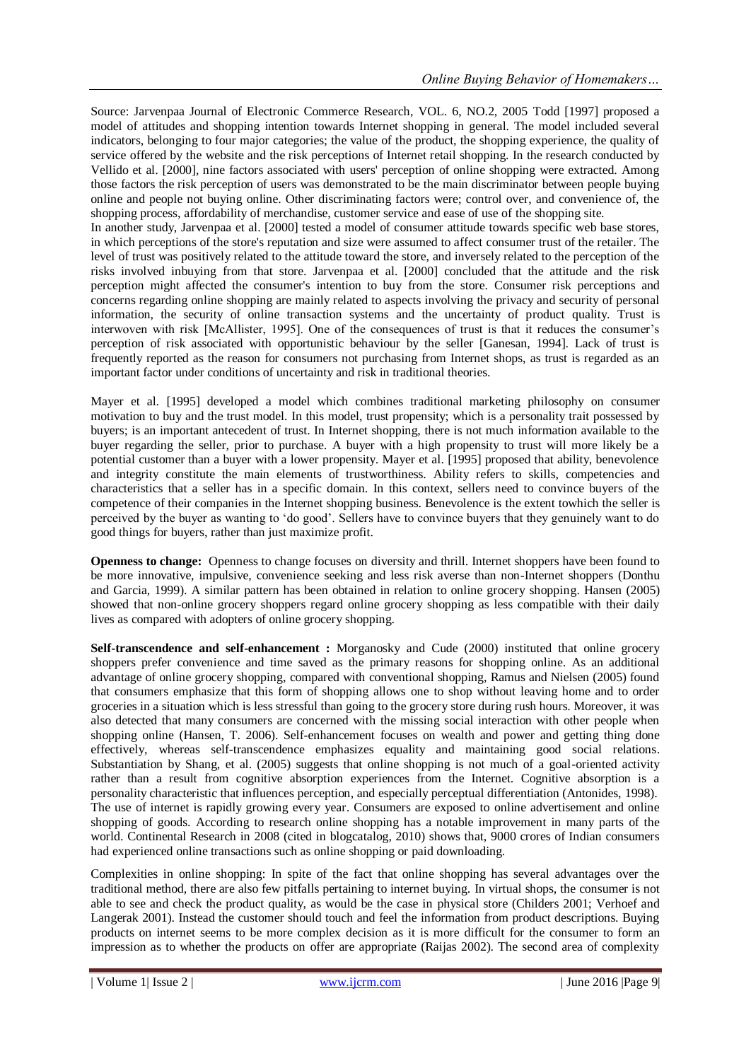Source: Jarvenpaa Journal of Electronic Commerce Research, VOL. 6, NO.2, 2005 Todd [1997] proposed a model of attitudes and shopping intention towards Internet shopping in general. The model included several indicators, belonging to four major categories; the value of the product, the shopping experience, the quality of service offered by the website and the risk perceptions of Internet retail shopping. In the research conducted by Vellido et al. [2000], nine factors associated with users' perception of online shopping were extracted. Among those factors the risk perception of users was demonstrated to be the main discriminator between people buying online and people not buying online. Other discriminating factors were; control over, and convenience of, the shopping process, affordability of merchandise, customer service and ease of use of the shopping site.

In another study, Jarvenpaa et al. [2000] tested a model of consumer attitude towards specific web base stores, in which perceptions of the store's reputation and size were assumed to affect consumer trust of the retailer. The level of trust was positively related to the attitude toward the store, and inversely related to the perception of the risks involved inbuying from that store. Jarvenpaa et al. [2000] concluded that the attitude and the risk perception might affected the consumer's intention to buy from the store. Consumer risk perceptions and concerns regarding online shopping are mainly related to aspects involving the privacy and security of personal information, the security of online transaction systems and the uncertainty of product quality. Trust is interwoven with risk [McAllister, 1995]. One of the consequences of trust is that it reduces the consumer's perception of risk associated with opportunistic behaviour by the seller [Ganesan, 1994]. Lack of trust is frequently reported as the reason for consumers not purchasing from Internet shops, as trust is regarded as an important factor under conditions of uncertainty and risk in traditional theories.

Mayer et al. [1995] developed a model which combines traditional marketing philosophy on consumer motivation to buy and the trust model. In this model, trust propensity; which is a personality trait possessed by buyers; is an important antecedent of trust. In Internet shopping, there is not much information available to the buyer regarding the seller, prior to purchase. A buyer with a high propensity to trust will more likely be a potential customer than a buyer with a lower propensity. Mayer et al. [1995] proposed that ability, benevolence and integrity constitute the main elements of trustworthiness. Ability refers to skills, competencies and characteristics that a seller has in a specific domain. In this context, sellers need to convince buyers of the competence of their companies in the Internet shopping business. Benevolence is the extent towhich the seller is perceived by the buyer as wanting to 'do good'. Sellers have to convince buyers that they genuinely want to do good things for buyers, rather than just maximize profit.

**Openness to change:** Openness to change focuses on diversity and thrill. Internet shoppers have been found to be more innovative, impulsive, convenience seeking and less risk averse than non-Internet shoppers (Donthu and Garcia, 1999). A similar pattern has been obtained in relation to online grocery shopping. Hansen (2005) showed that non-online grocery shoppers regard online grocery shopping as less compatible with their daily lives as compared with adopters of online grocery shopping.

**Self-transcendence and self-enhancement :** Morganosky and Cude (2000) instituted that online grocery shoppers prefer convenience and time saved as the primary reasons for shopping online. As an additional advantage of online grocery shopping, compared with conventional shopping, Ramus and Nielsen (2005) found that consumers emphasize that this form of shopping allows one to shop without leaving home and to order groceries in a situation which is less stressful than going to the grocery store during rush hours. Moreover, it was also detected that many consumers are concerned with the missing social interaction with other people when shopping online (Hansen, T. 2006). Self-enhancement focuses on wealth and power and getting thing done effectively, whereas self-transcendence emphasizes equality and maintaining good social relations. Substantiation by Shang, et al. (2005) suggests that online shopping is not much of a goal-oriented activity rather than a result from cognitive absorption experiences from the Internet. Cognitive absorption is a personality characteristic that influences perception, and especially perceptual differentiation (Antonides, 1998). The use of internet is rapidly growing every year. Consumers are exposed to online advertisement and online shopping of goods. According to research online shopping has a notable improvement in many parts of the world. Continental Research in 2008 (cited in blogcatalog, 2010) shows that, 9000 crores of Indian consumers had experienced online transactions such as online shopping or paid downloading.

Complexities in online shopping: In spite of the fact that online shopping has several advantages over the traditional method, there are also few pitfalls pertaining to internet buying. In virtual shops, the consumer is not able to see and check the product quality, as would be the case in physical store (Childers 2001; Verhoef and Langerak 2001). Instead the customer should touch and feel the information from product descriptions. Buying products on internet seems to be more complex decision as it is more difficult for the consumer to form an impression as to whether the products on offer are appropriate (Raijas 2002). The second area of complexity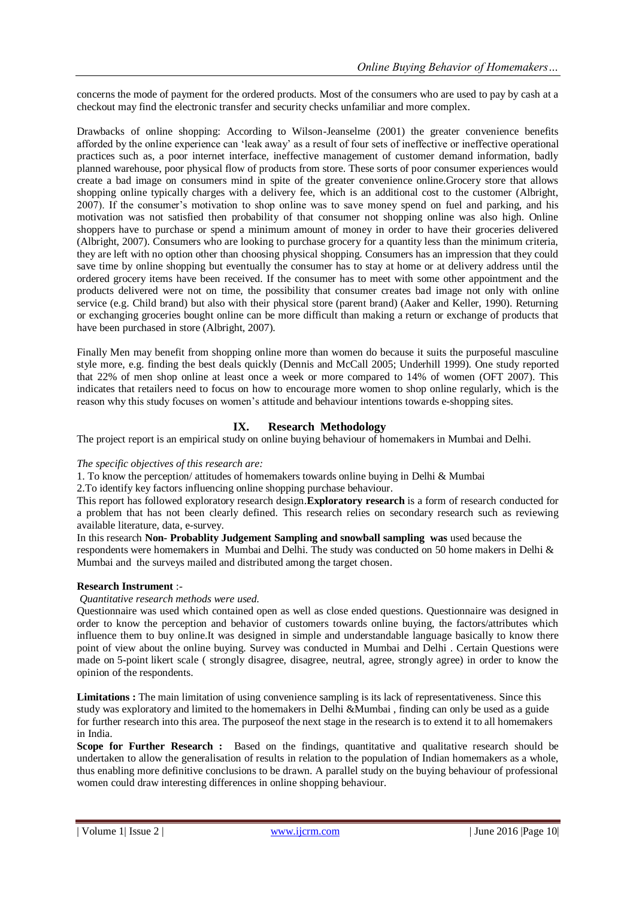concerns the mode of payment for the ordered products. Most of the consumers who are used to pay by cash at a checkout may find the electronic transfer and security checks unfamiliar and more complex.

Drawbacks of online shopping: According to Wilson-Jeanselme (2001) the greater convenience benefits afforded by the online experience can 'leak away' as a result of four sets of ineffective or ineffective operational practices such as, a poor internet interface, ineffective management of customer demand information, badly planned warehouse, poor physical flow of products from store. These sorts of poor consumer experiences would create a bad image on consumers mind in spite of the greater convenience online.Grocery store that allows shopping online typically charges with a delivery fee, which is an additional cost to the customer (Albright, 2007). If the consumer's motivation to shop online was to save money spend on fuel and parking, and his motivation was not satisfied then probability of that consumer not shopping online was also high. Online shoppers have to purchase or spend a minimum amount of money in order to have their groceries delivered (Albright, 2007). Consumers who are looking to purchase grocery for a quantity less than the minimum criteria, they are left with no option other than choosing physical shopping. Consumers has an impression that they could save time by online shopping but eventually the consumer has to stay at home or at delivery address until the ordered grocery items have been received. If the consumer has to meet with some other appointment and the products delivered were not on time, the possibility that consumer creates bad image not only with online service (e.g. Child brand) but also with their physical store (parent brand) (Aaker and Keller, 1990). Returning or exchanging groceries bought online can be more difficult than making a return or exchange of products that have been purchased in store (Albright, 2007).

Finally Men may benefit from shopping online more than women do because it suits the purposeful masculine style more, e.g. finding the best deals quickly (Dennis and McCall 2005; Underhill 1999). One study reported that 22% of men shop online at least once a week or more compared to 14% of women (OFT 2007). This indicates that retailers need to focus on how to encourage more women to shop online regularly, which is the reason why this study focuses on women's attitude and behaviour intentions towards e-shopping sites.

## IX. Research Methodology

The project report is an empirical study on online buying behaviour of homemakers in Mumbai and Delhi.

*The specific objectives of this research are:*

1. To know the perception/ attitudes of homemakers towards online buying in Delhi & Mumbai
2. To identify key factors influencing online shopping purchase behaviour.

This report has followed exploratory research design.**Exploratory research** is a form of research conducted for a problem that has not been clearly defined. This research relies on secondary research such as reviewing available literature, data, e-survey.

In this research **Non- Probablity Judgement Sampling and snowball sampling was** used because the respondents were homemakers in Mumbai and Delhi. The study was conducted on 50 home makers in Delhi & Mumbai and the surveys mailed and distributed among the target chosen.

**Research Instrument** :-

*Quantitative research methods were used.*

Questionnaire was used which contained open as well as close ended questions. Questionnaire was designed in order to know the perception and behavior of customers towards online buying, the factors/attributes which influence them to buy online.It was designed in simple and understandable language basically to know there point of view about the online buying. Survey was conducted in Mumbai and Delhi . Certain Questions were made on 5-point likert scale ( strongly disagree, disagree, neutral, agree, strongly agree) in order to know the opinion of the respondents.

**Limitations :** The main limitation of using convenience sampling is its lack of representativeness. Since this study was exploratory and limited to the homemakers in Delhi &Mumbai , finding can only be used as a guide for further research into this area. The purposeof the next stage in the research is to extend it to all homemakers in India.

**Scope for Further Research :** Based on the findings, quantitative and qualitative research should be undertaken to allow the generalisation of results in relation to the population of Indian homemakers as a whole, thus enabling more definitive conclusions to be drawn. A parallel study on the buying behaviour of professional women could draw interesting differences in online shopping behaviour.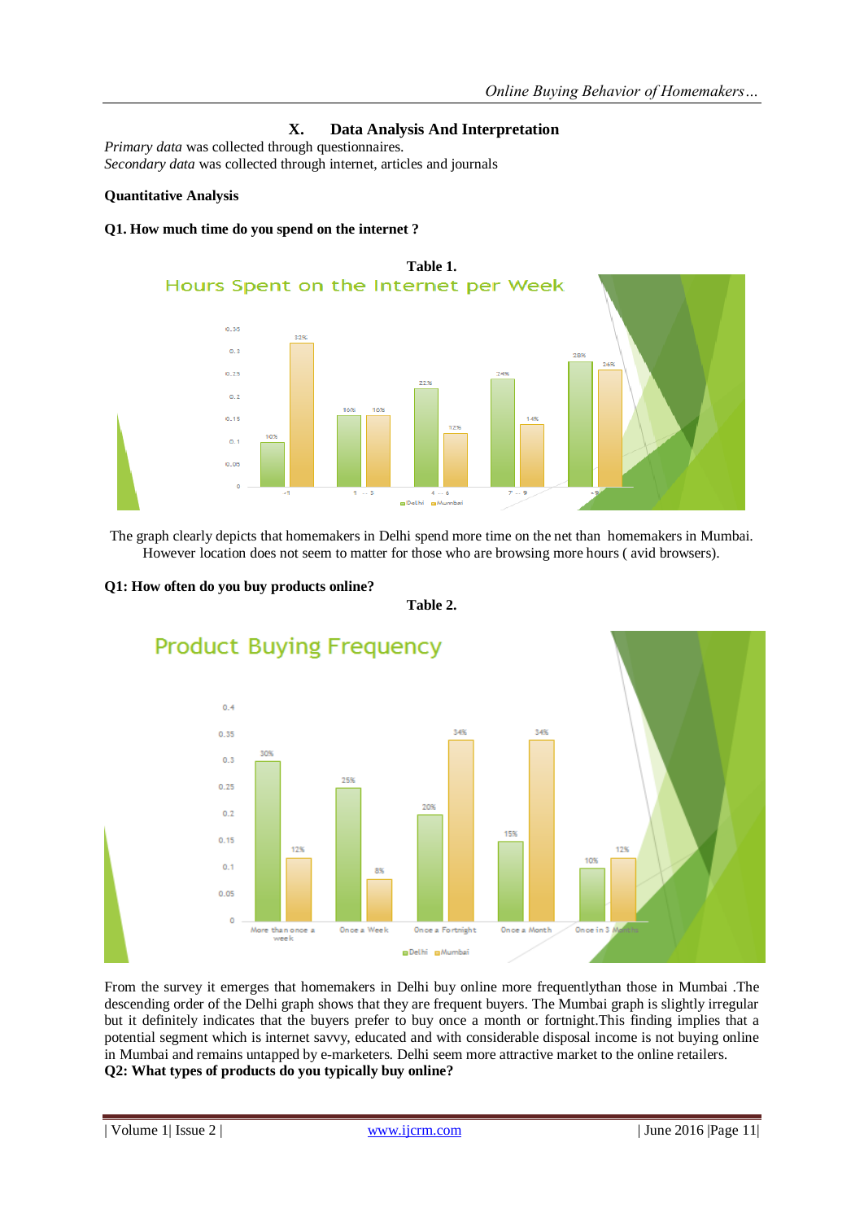## X. Data Analysis And Interpretation

*Primary data* was collected through questionnaires.
*Secondary data* was collected through internet, articles and journals

**Quantitative Analysis**

**Q1. How much time do you spend on the internet ?**

**Table 1.**

Hours Spent on the Internet per Week

| Hours | Delhi | Mumbai |
|---|---|---|
| <1 | 10% | 32% |
| 1 -- 3 | 16% | 16% |
| 4 -- 6 | 22% | 12% |
| 7 -- 9 | 24% | 14% |
| >9 | 28% | 26% |

The graph clearly depicts that homemakers in Delhi spend more time on the net than homemakers in Mumbai. However location does not seem to matter for those who are browsing more hours ( avid browsers).

**Q1: How often do you buy products online?**

**Table 2.**

Product Buying Frequency

| Frequency | Delhi | Mumbai |
|---|---|---|
| More than once a week | 30% | 12% |
| Once a Week | 25% | 8% |
| Once a Fortnight | 20% | 34% |
| Once a Month | 15% | 34% |
| Once in 3 Months | 10% | 12% |

From the survey it emerges that homemakers in Delhi buy online more frequentlythan those in Mumbai .The descending order of the Delhi graph shows that they are frequent buyers. The Mumbai graph is slightly irregular but it definitely indicates that the buyers prefer to buy once a month or fortnight.This finding implies that a potential segment which is internet savvy, educated and with considerable disposal income is not buying online in Mumbai and remains untapped by e-marketers. Delhi seem more attractive market to the online retailers.

**Q2: What types of products do you typically buy online?**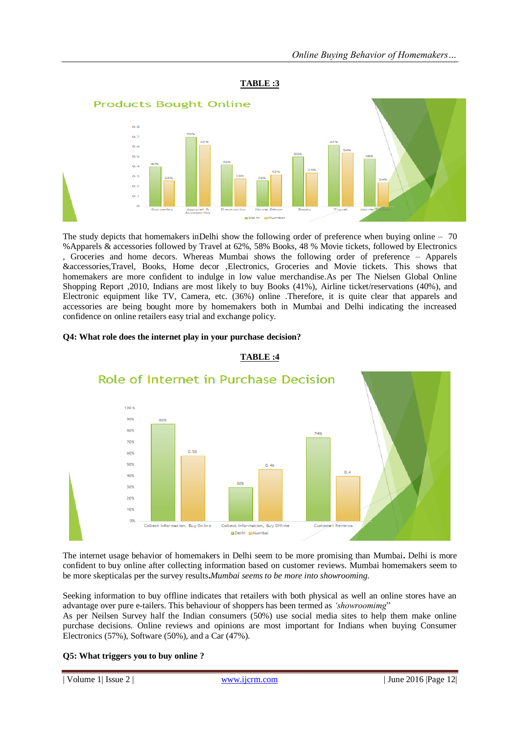**TABLE :3**

Products Bought Online

| | Groceries | Apparel & Accessories | Electronics | Home Décor | Books | Travel | Movie Tickets |
|---|---|---|---|---|---|---|---|
| Delhi | 40% | 70% | 42% | 26% | 50% | 62% | 48% |
| Mumbai | 26% | 62% | 28% | 32% | 34% | 54% | 34% |

The study depicts that homemakers inDelhi show the following order of preference when buying online – 70 %Apparels & accessories followed by Travel at 62%, 58% Books, 48 % Movie tickets, followed by Electronics , Groceries and home decors. Whereas Mumbai shows the following order of preference – Apparels &accessories,Travel, Books, Home decor ,Electronics, Groceries and Movie tickets. This shows that homemakers are more confident to indulge in low value merchandise.As per The Nielsen Global Online Shopping Report ,2010, Indians are most likely to buy Books (41%), Airline ticket/reservations (40%), and Electronic equipment like TV, Camera, etc. (36%) online .Therefore, it is quite clear that apparels and accessories are being bought more by homemakers both in Mumbai and Delhi indicating the increased confidence on online retailers easy trial and exchange policy.

**Q4: What role does the internet play in your purchase decision?**

**TABLE :4**

Role of Internet in Purchase Decision

| | Collect Information, Buy Online | Collect Information, Buy Offline | Customer Reviews |
|---|---|---|---|
| Delhi | 86% | 30% | 74% |
| Mumbai | 0.58 | 0.46 | 0.4 |

The internet usage behavior of homemakers in Delhi seem to be more promising than Mumbai**.** Delhi is more confident to buy online after collecting information based on customer reviews. Mumbai homemakers seem to be more skepticalas per the survey results**.** *Mumbai seems to be more into showrooming.*

Seeking information to buy offline indicates that retailers with both physical as well an online stores have an advantage over pure e-tailers. This behaviour of shoppers has been termed as *'showroomimg*"

As per Neilsen Survey half the Indian consumers (50%) use social media sites to help them make online purchase decisions. Online reviews and opinions are most important for Indians when buying Consumer Electronics (57%), Software (50%), and a Car (47%).

**Q5: What triggers you to buy online ?**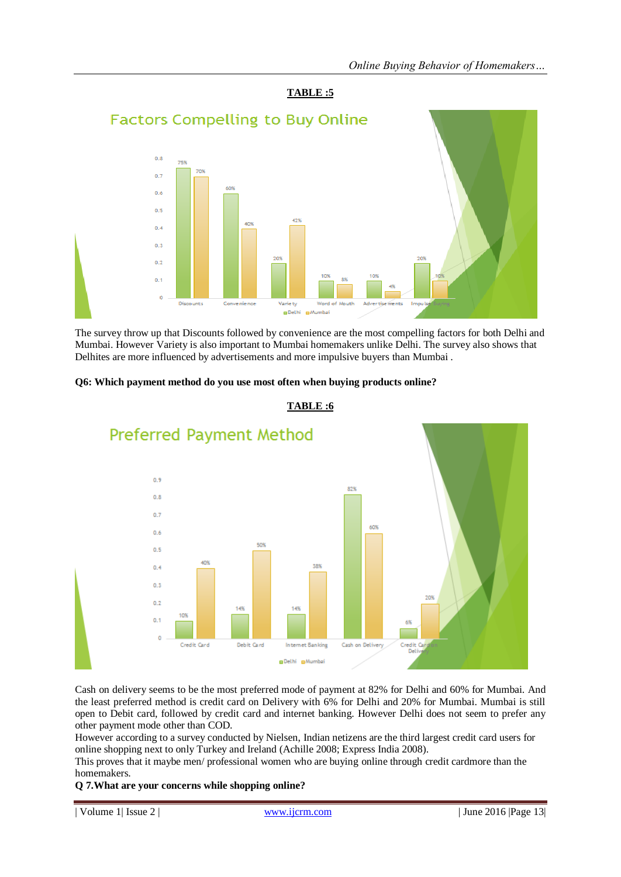**TABLE :5**

**Factors Compelling to Buy Online**

| Factor | Delhi | Mumbai |
|---|---|---|
| Discounts | 75% | 70% |
| Convenience | 60% | 40% |
| Variety | 20% | 42% |
| Word of Mouth | 10% | 8% |
| Advertisements | 10% | 4% |
| Impulse Buying | 20% | 10% |

The survey throw up that Discounts followed by convenience are the most compelling factors for both Delhi and Mumbai. However Variety is also important to Mumbai homemakers unlike Delhi. The survey also shows that Delhites are more influenced by advertisements and more impulsive buyers than Mumbai .

**Q6: Which payment method do you use most often when buying products online?**

**TABLE :6**

**Preferred Payment Method**

| Payment Method | Delhi | Mumbai |
|---|---|---|
| Credit Card | 10% | 40% |
| Debit Card | 14% | 50% |
| Internet Banking | 14% | 38% |
| Cash on Delivery | 82% | 60% |
| Credit Card on Delivery | 6% | 20% |

Cash on delivery seems to be the most preferred mode of payment at 82% for Delhi and 60% for Mumbai. And the least preferred method is credit card on Delivery with 6% for Delhi and 20% for Mumbai. Mumbai is still open to Debit card, followed by credit card and internet banking. However Delhi does not seem to prefer any other payment mode other than COD.

However according to a survey conducted by Nielsen, Indian netizens are the third largest credit card users for online shopping next to only Turkey and Ireland (Achille 2008; Express India 2008).

This proves that it maybe men/ professional women who are buying online through credit cardmore than the homemakers.

**Q 7.What are your concerns while shopping online?**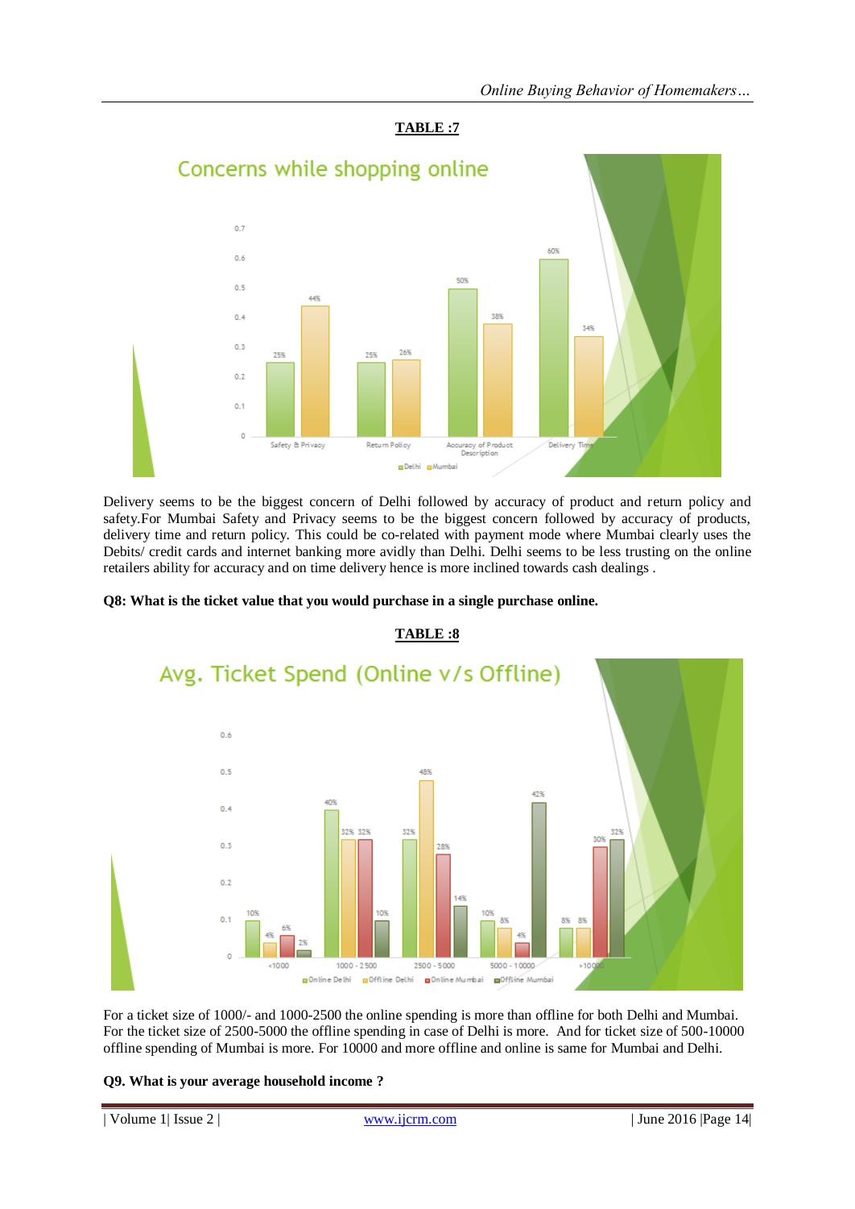**TABLE :7**

Concerns while shopping online

| | Delhi | Mumbai |
|---|---|---|
| Safety & Privacy | 25% | 44% |
| Return Policy | 25% | 26% |
| Accuracy of Product Description | 50% | 38% |
| Delivery Time | 60% | 34% |

Delivery seems to be the biggest concern of Delhi followed by accuracy of product and return policy and safety.For Mumbai Safety and Privacy seems to be the biggest concern followed by accuracy of products, delivery time and return policy. This could be co-related with payment mode where Mumbai clearly uses the Debits/ credit cards and internet banking more avidly than Delhi. Delhi seems to be less trusting on the online retailers ability for accuracy and on time delivery hence is more inclined towards cash dealings .

**Q8: What is the ticket value that you would purchase in a single purchase online.**

**TABLE :8**

Avg. Ticket Spend (Online v/s Offline)

| | Online Delhi | Offline Delhi | Online Mumbai | Offline Mumbai |
|---|---|---|---|---|
| <1000 | 10% | 4% | 6% | 2% |
| 1000 - 2500 | 40% | 32% | 32% | 10% |
| 2500 - 5000 | 32% | 48% | 28% | 14% |
| 5000 - 10000 | 10% | 8% | 4% | 42% |
| >10000 | 8% | 8% | 30% | 32% |

For a ticket size of 1000/- and 1000-2500 the online spending is more than offline for both Delhi and Mumbai. For the ticket size of 2500-5000 the offline spending in case of Delhi is more. And for ticket size of 500-10000 offline spending of Mumbai is more. For 10000 and more offline and online is same for Mumbai and Delhi.

**Q9. What is your average household income ?**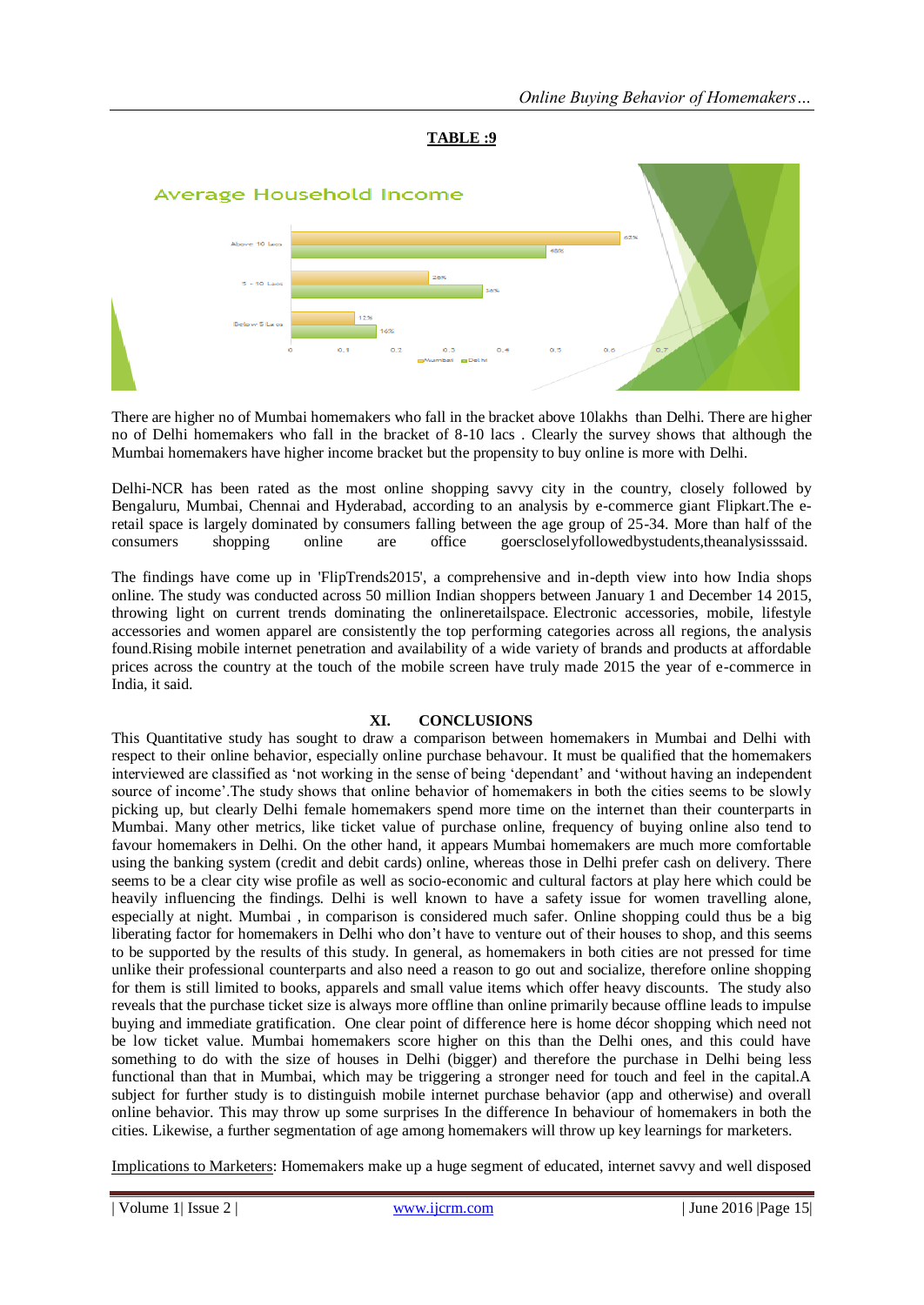**TABLE :9**

Average Household Income

| | Mumbai | Delhi |
|---|---|---|
| Above 10 lacs | 62% | 48% |
| 5 - 10 Lacs | 26% | 36% |
| Below 5 Lacs | 12% | 16% |

There are higher no of Mumbai homemakers who fall in the bracket above 10lakhs than Delhi. There are higher no of Delhi homemakers who fall in the bracket of 8-10 lacs . Clearly the survey shows that although the Mumbai homemakers have higher income bracket but the propensity to buy online is more with Delhi.

Delhi-NCR has been rated as the most online shopping savvy city in the country, closely followed by Bengaluru, Mumbai, Chennai and Hyderabad, according to an analysis by e-commerce giant Flipkart.The e-retail space is largely dominated by consumers falling between the age group of 25-34. More than half of the consumers shopping online are office goerscloselyfollowedbystudents,theanalysisssaid.

The findings have come up in 'FlipTrends2015', a comprehensive and in-depth view into how India shops online. The study was conducted across 50 million Indian shoppers between January 1 and December 14 2015, throwing light on current trends dominating the onlineretailspace. Electronic accessories, mobile, lifestyle accessories and women apparel are consistently the top performing categories across all regions, the analysis found.Rising mobile internet penetration and availability of a wide variety of brands and products at affordable prices across the country at the touch of the mobile screen have truly made 2015 the year of e-commerce in India, it said.

## XI. CONCLUSIONS

This Quantitative study has sought to draw a comparison between homemakers in Mumbai and Delhi with respect to their online behavior, especially online purchase behaviour. It must be qualified that the homemakers interviewed are classified as 'not working in the sense of being 'dependant' and 'without having an independent source of income'.The study shows that online behavior of homemakers in both the cities seems to be slowly picking up, but clearly Delhi female homemakers spend more time on the internet than their counterparts in Mumbai. Many other metrics, like ticket value of purchase online, frequency of buying online also tend to favour homemakers in Delhi. On the other hand, it appears Mumbai homemakers are much more comfortable using the banking system (credit and debit cards) online, whereas those in Delhi prefer cash on delivery. There seems to be a clear city wise profile as well as socio-economic and cultural factors at play here which could be heavily influencing the findings. Delhi is well known to have a safety issue for women travelling alone, especially at night. Mumbai , in comparison is considered much safer. Online shopping could thus be a big liberating factor for homemakers in Delhi who don't have to venture out of their houses to shop, and this seems to be supported by the results of this study. In general, as homemakers in both cities are not pressed for time unlike their professional counterparts and also need a reason to go out and socialize, therefore online shopping for them is still limited to books, apparels and small value items which offer heavy discounts. The study also reveals that the purchase ticket size is always more offline than online primarily because offline leads to impulse buying and immediate gratification. One clear point of difference here is home décor shopping which need not be low ticket value. Mumbai homemakers score higher on this than the Delhi ones, and this could have something to do with the size of houses in Delhi (bigger) and therefore the purchase in Delhi being less functional than that in Mumbai, which may be triggering a stronger need for touch and feel in the capital.A subject for further study is to distinguish mobile internet purchase behavior (app and otherwise) and overall online behavior. This may throw up some surprises In the difference In behaviour of homemakers in both the cities. Likewise, a further segmentation of age among homemakers will throw up key learnings for marketers.

Implications to Marketers: Homemakers make up a huge segment of educated, internet savvy and well disposed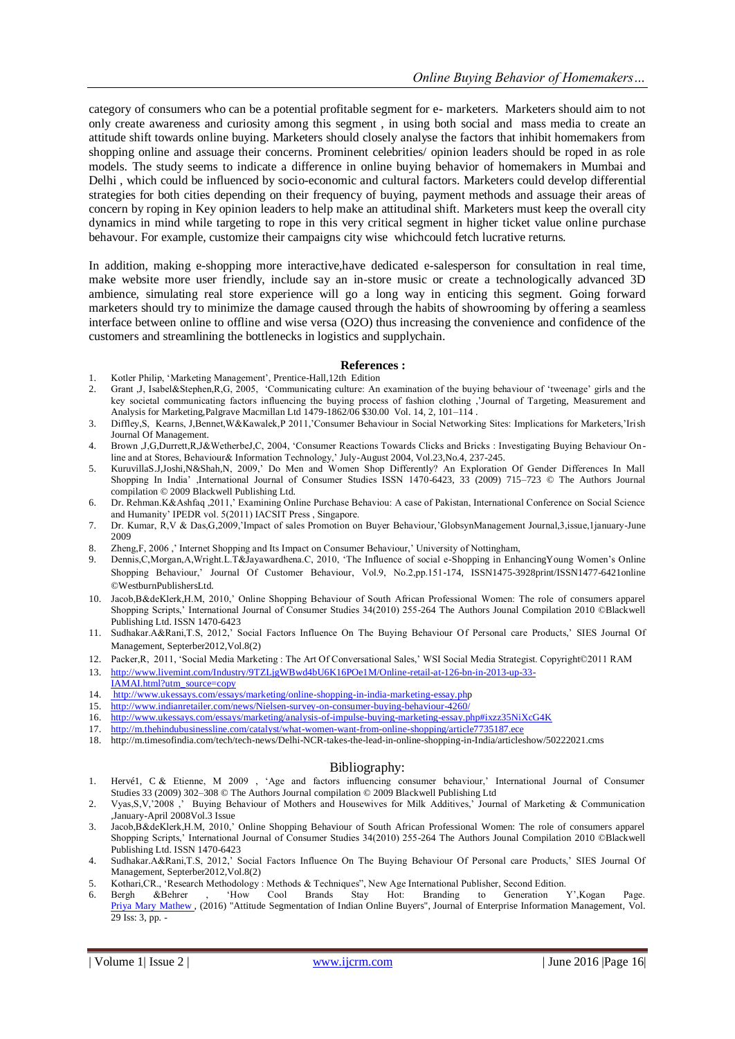category of consumers who can be a potential profitable segment for e- marketers. Marketers should aim to not only create awareness and curiosity among this segment , in using both social and mass media to create an attitude shift towards online buying. Marketers should closely analyse the factors that inhibit homemakers from shopping online and assuage their concerns. Prominent celebrities/ opinion leaders should be roped in as role models. The study seems to indicate a difference in online buying behavior of homemakers in Mumbai and Delhi , which could be influenced by socio-economic and cultural factors. Marketers could develop differential strategies for both cities depending on their frequency of buying, payment methods and assuage their areas of concern by roping in Key opinion leaders to help make an attitudinal shift. Marketers must keep the overall city dynamics in mind while targeting to rope in this very critical segment in higher ticket value online purchase behavour. For example, customize their campaigns city wise whichcould fetch lucrative returns.

In addition, making e-shopping more interactive,have dedicated e-salesperson for consultation in real time, make website more user friendly, include say an in-store music or create a technologically advanced 3D ambience, simulating real store experience will go a long way in enticing this segment. Going forward marketers should try to minimize the damage caused through the habits of showrooming by offering a seamless interface between online to offline and wise versa (O2O) thus increasing the convenience and confidence of the customers and streamlining the bottlenecks in logistics and supplychain.

## References :

1. Kotler Philip, 'Marketing Management', Prentice-Hall,12th Edition
2. Grant ,J, Isabel&Stephen,R,G, 2005, 'Communicating culture: An examination of the buying behaviour of 'tweenage' girls and the key societal communicating factors influencing the buying process of fashion clothing ,'Journal of Targeting, Measurement and Analysis for Marketing,Palgrave Macmillan Ltd 1479-1862/06 $30.00 Vol. 14, 2, 101–114 .
3. Diffley,S, Kearns, J,Bennet,W&Kawalek,P 2011,'Consumer Behaviour in Social Networking Sites: Implications for Marketers,'Irish Journal Of Management.
4. Brown ,J,G,Durrett,R,J&WetherbeJ,C, 2004, 'Consumer Reactions Towards Clicks and Bricks : Investigating Buying Behaviour On-line and at Stores, Behaviour& Information Technology,' July-August 2004, Vol.23,No.4, 237-245.
5. KuruvillaS.J,Joshi,N&Shah,N, 2009,' Do Men and Women Shop Differently? An Exploration Of Gender Differences In Mall Shopping In India' ,International Journal of Consumer Studies ISSN 1470-6423, 33 (2009) 715–723 © The Authors Journal compilation © 2009 Blackwell Publishing Ltd.
6. Dr. Rehman.K&Ashfaq ,2011,' Examining Online Purchase Behaviou: A case of Pakistan, International Conference on Social Science and Humanity' IPEDR vol. 5(2011) IACSIT Press , Singapore.
7. Dr. Kumar, R,V & Das,G,2009,'Impact of sales Promotion on Buyer Behaviour,'GlobsynManagement Journal,3,issue,1january-June 2009
8. Zheng,F, 2006 ,' Internet Shopping and Its Impact on Consumer Behaviour,' University of Nottingham,
9. Dennis,C,Morgan,A,Wright.L.T&Jayawardhena.C, 2010, 'The Influence of social e-Shopping in EnhancingYoung Women's Online Shopping Behaviour,' Journal Of Customer Behaviour, Vol.9, No.2,pp.151-174, ISSN1475-3928print/ISSN1477-6421online ©WestburnPublishersLtd.
10. Jacob,B&deKlerk,H.M, 2010,' Online Shopping Behaviour of South African Professional Women: The role of consumers apparel Shopping Scripts,' International Journal of Consumer Studies 34(2010) 255-264 The Authors Jounal Compilation 2010 ©Blackwell Publishing Ltd. ISSN 1470-6423
11. Sudhakar.A&Rani,T.S, 2012,' Social Factors Influence On The Buying Behaviour Of Personal care Products,' SIES Journal Of Management, Septerber2012,Vol.8(2)
12. Packer,R, 2011, 'Social Media Marketing : The Art Of Conversational Sales,' WSI Social Media Strategist. Copyright©2011 RAM
13. http://www.livemint.com/Industry/9TZLjgWBwd4bU6K16POe1M/Online-retail-at-126-bn-in-2013-up-33-IAMAI.html?utm_source=copy
14. http://www.ukessays.com/essays/marketing/online-shopping-in-india-marketing-essay.php
15. http://www.indianretailer.com/news/Nielsen-survey-on-consumer-buying-behaviour-4260/
16. http://www.ukessays.com/essays/marketing/analysis-of-impulse-buying-marketing-essay.php#ixzz35NiXcG4K
17. http://m.thehindubusinessline.com/catalyst/what-women-want-from-online-shopping/article7735187.ece
18. http://m.timesofindia.com/tech/tech-news/Delhi-NCR-takes-the-lead-in-online-shopping-in-India/articleshow/50222021.cms

## Bibliography:

1. Hervé1, C & Etienne, M 2009 , 'Age and factors influencing consumer behaviour,' International Journal of Consumer Studies 33 (2009) 302–308 © The Authors Journal compilation © 2009 Blackwell Publishing Ltd
2. Vyas,S,V,'2008 ,' Buying Behaviour of Mothers and Housewives for Milk Additives,' Journal of Marketing & Communication ,January-April 2008Vol.3 Issue
3. Jacob,B&deKlerk,H.M, 2010,' Online Shopping Behaviour of South African Professional Women: The role of consumers apparel Shopping Scripts,' International Journal of Consumer Studies 34(2010) 255-264 The Authors Jounal Compilation 2010 ©Blackwell Publishing Ltd. ISSN 1470-6423
4. Sudhakar.A&Rani,T.S, 2012,' Social Factors Influence On The Buying Behaviour Of Personal care Products,' SIES Journal Of Management, Septerber2012,Vol.8(2)
5. Kothari,CR., 'Research Methodology : Methods & Techniques", New Age International Publisher, Second Edition.
6. Bergh &Behrer , 'How Cool Brands Stay Hot: Branding to Generation Y',Kogan Page. Priya Mary Mathew , (2016) "Attitude Segmentation of Indian Online Buyers", Journal of Enterprise Information Management, Vol. 29 Iss: 3, pp. -